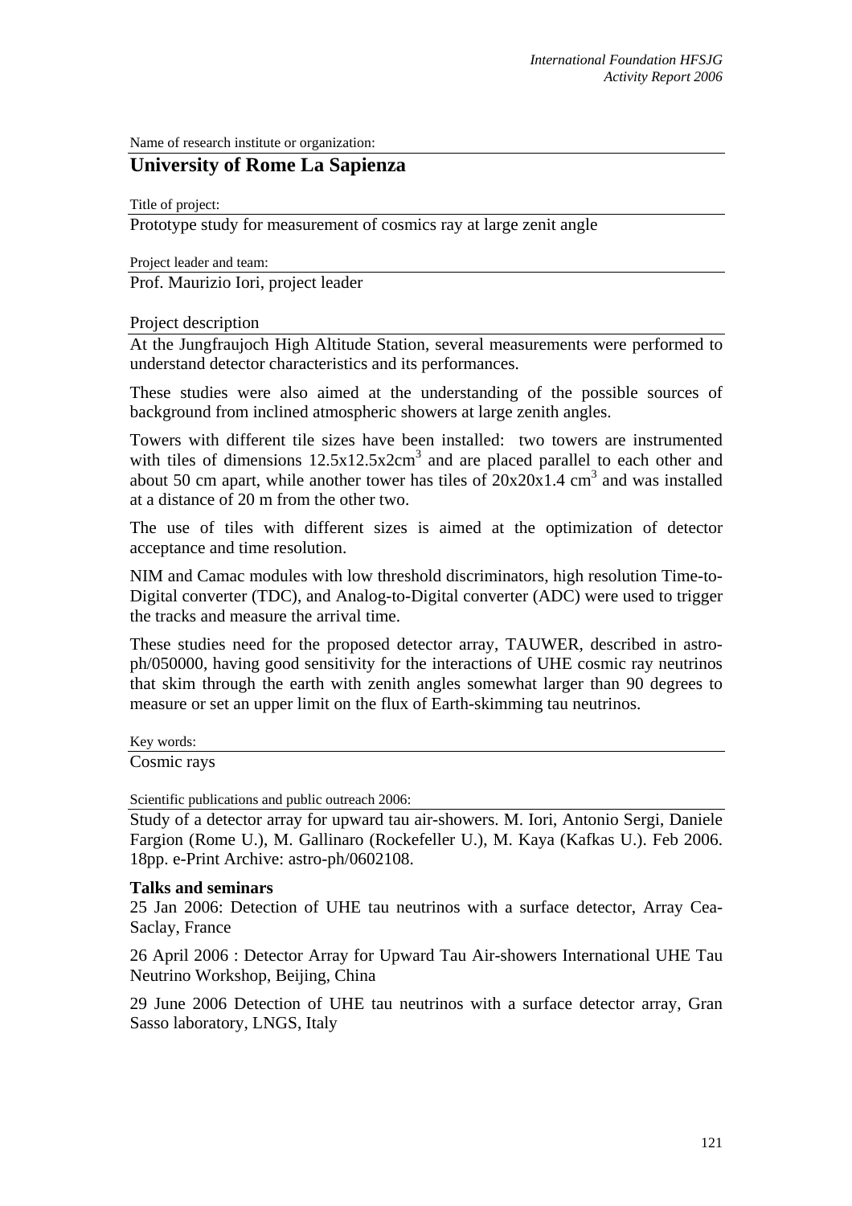Name of research institute or organization:

## University of Rome La Sapienza

Title of project:

Prototype study for measurement of cosmics ray at large zenit angle

Project leader and team:

Prof. Maurizio Iori, project leader

Project description

At the Jungfraujoch High Altitude Station, several measurements were performed to understand detector characteristics and its performances.

These studies were also aimed at the understanding of the possible sources of background from inclined atmospheric showers at large zenith angles.

Towers with different tile sizes have been installed: two towers are instrumented with tiles of dimensions $12.5x12.5x2cm^3$ and are placed parallel to each other and about 50 cm apart, while another tower has tiles of $20x20x1.4$ $cm^3$ and was installed at a distance of 20 m from the other two.

The use of tiles with different sizes is aimed at the optimization of detector acceptance and time resolution.

NIM and Camac modules with low threshold discriminators, high resolution Time-to-Digital converter (TDC), and Analog-to-Digital converter (ADC) were used to trigger the tracks and measure the arrival time.

These studies need for the proposed detector array, TAUWER, described in astro-ph/050000, having good sensitivity for the interactions of UHE cosmic ray neutrinos that skim through the earth with zenith angles somewhat larger than 90 degrees to measure or set an upper limit on the flux of Earth-skimming tau neutrinos.

Key words:

Cosmic rays

Scientific publications and public outreach 2006:

Study of a detector array for upward tau air-showers. M. Iori, Antonio Sergi, Daniele Fargion (Rome U.), M. Gallinaro (Rockefeller U.), M. Kaya (Kafkas U.). Feb 2006. 18pp. e-Print Archive: astro-ph/0602108.

**Talks and seminars**

25 Jan 2006: Detection of UHE tau neutrinos with a surface detector, Array Cea-Saclay, France

26 April 2006 : Detector Array for Upward Tau Air-showers International UHE Tau Neutrino Workshop, Beijing, China

29 June 2006 Detection of UHE tau neutrinos with a surface detector array, Gran Sasso laboratory, LNGS, Italy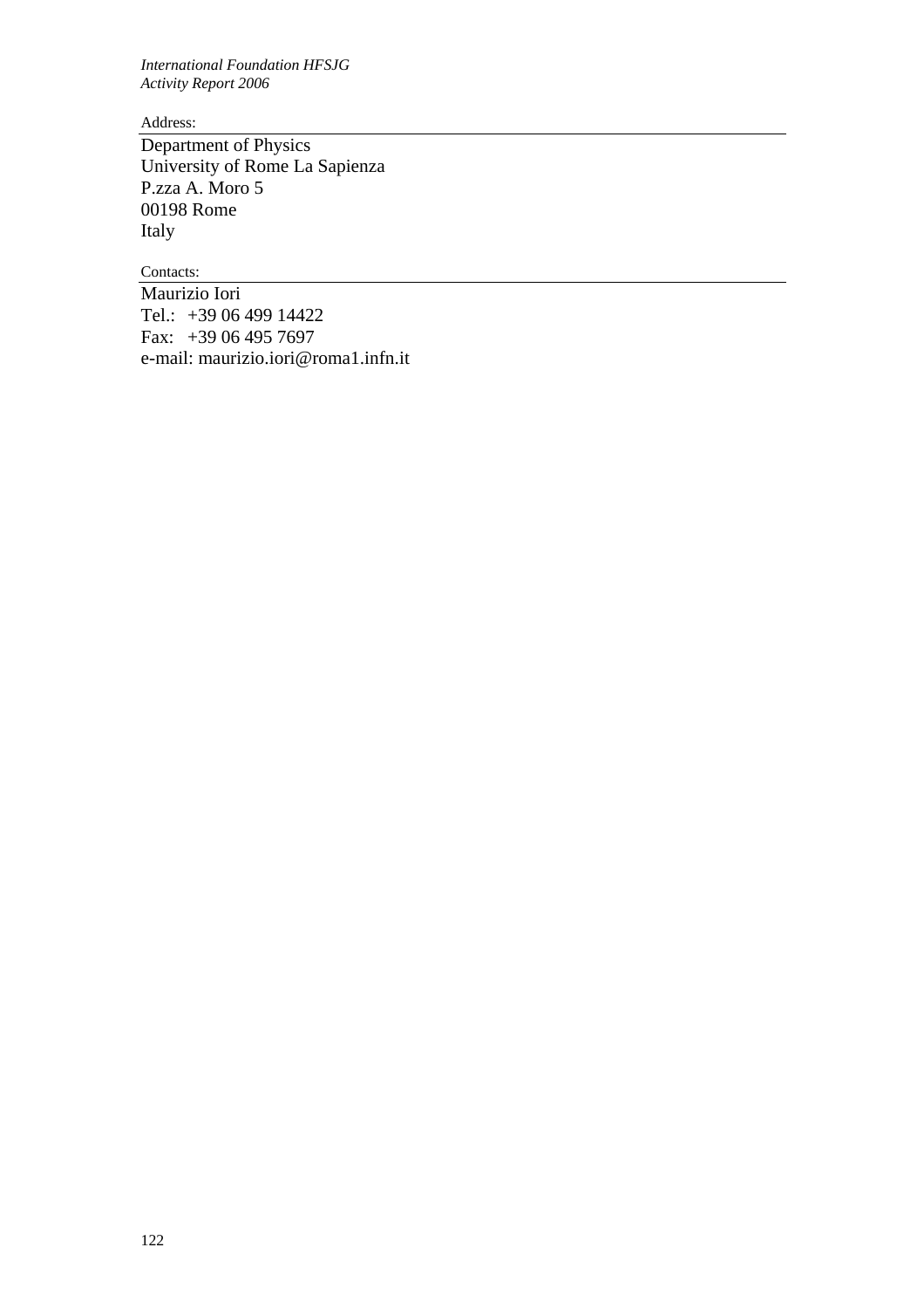Address:

Department of Physics
University of Rome La Sapienza
P.zza A. Moro 5
00198 Rome
Italy

Contacts:

Maurizio Iori
Tel.: +39 06 499 14422
Fax: +39 06 495 7697
e-mail: maurizio.iori@roma1.infn.it